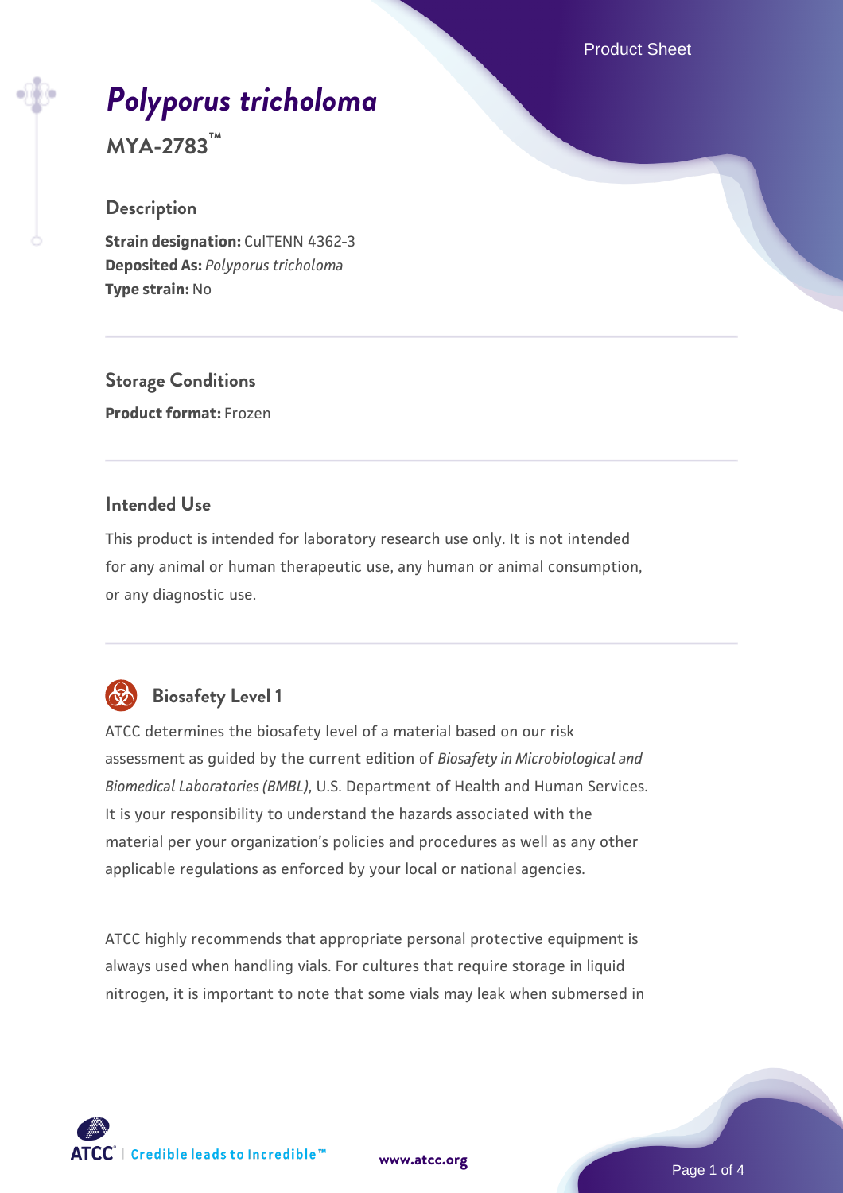# *Polyporus tricholoma*

**MYA-2783™**

## Description

**Strain designation:** CulTENN 4362-3
**Deposited As:** *Polyporus tricholoma*
**Type strain:** No

## Storage Conditions

**Product format:** Frozen

## Intended Use

This product is intended for laboratory research use only. It is not intended for any animal or human therapeutic use, any human or animal consumption, or any diagnostic use.

## Biosafety Level 1

ATCC determines the biosafety level of a material based on our risk assessment as guided by the current edition of *Biosafety in Microbiological and Biomedical Laboratories (BMBL)*, U.S. Department of Health and Human Services. It is your responsibility to understand the hazards associated with the material per your organization's policies and procedures as well as any other applicable regulations as enforced by your local or national agencies.

ATCC highly recommends that appropriate personal protective equipment is always used when handling vials. For cultures that require storage in liquid nitrogen, it is important to note that some vials may leak when submersed in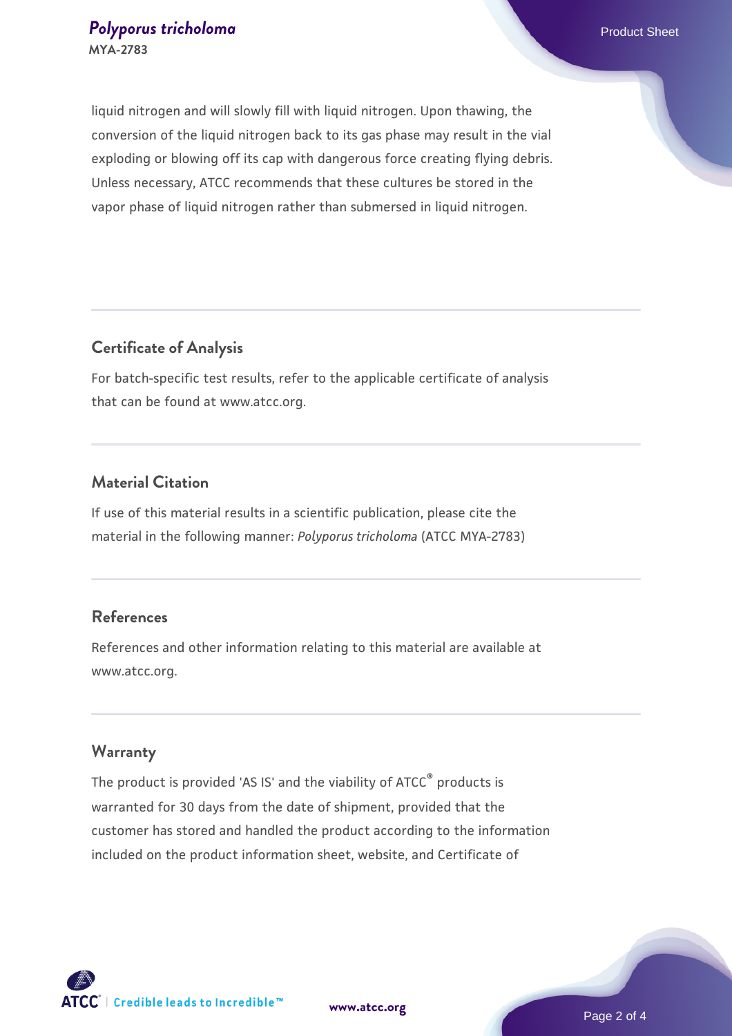liquid nitrogen and will slowly fill with liquid nitrogen. Upon thawing, the conversion of the liquid nitrogen back to its gas phase may result in the vial exploding or blowing off its cap with dangerous force creating flying debris. Unless necessary, ATCC recommends that these cultures be stored in the vapor phase of liquid nitrogen rather than submersed in liquid nitrogen.

## Certificate of Analysis

For batch-specific test results, refer to the applicable certificate of analysis that can be found at www.atcc.org.

## Material Citation

If use of this material results in a scientific publication, please cite the material in the following manner: *Polyporus tricholoma* (ATCC MYA-2783)

## References

References and other information relating to this material are available at www.atcc.org.

## Warranty

The product is provided 'AS IS' and the viability of ATCC® products is warranted for 30 days from the date of shipment, provided that the customer has stored and handled the product according to the information included on the product information sheet, website, and Certificate of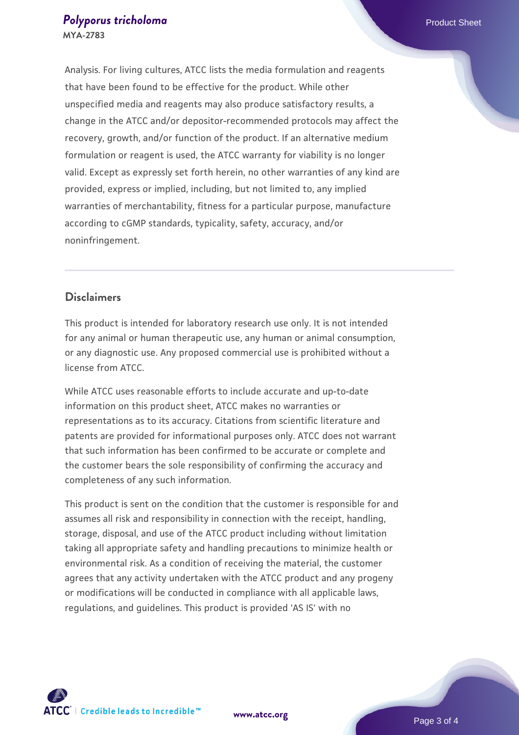Analysis. For living cultures, ATCC lists the media formulation and reagents that have been found to be effective for the product. While other unspecified media and reagents may also produce satisfactory results, a change in the ATCC and/or depositor-recommended protocols may affect the recovery, growth, and/or function of the product. If an alternative medium formulation or reagent is used, the ATCC warranty for viability is no longer valid. Except as expressly set forth herein, no other warranties of any kind are provided, express or implied, including, but not limited to, any implied warranties of merchantability, fitness for a particular purpose, manufacture according to cGMP standards, typicality, safety, accuracy, and/or noninfringement.

## Disclaimers

This product is intended for laboratory research use only. It is not intended for any animal or human therapeutic use, any human or animal consumption, or any diagnostic use. Any proposed commercial use is prohibited without a license from ATCC.

While ATCC uses reasonable efforts to include accurate and up-to-date information on this product sheet, ATCC makes no warranties or representations as to its accuracy. Citations from scientific literature and patents are provided for informational purposes only. ATCC does not warrant that such information has been confirmed to be accurate or complete and the customer bears the sole responsibility of confirming the accuracy and completeness of any such information.

This product is sent on the condition that the customer is responsible for and assumes all risk and responsibility in connection with the receipt, handling, storage, disposal, and use of the ATCC product including without limitation taking all appropriate safety and handling precautions to minimize health or environmental risk. As a condition of receiving the material, the customer agrees that any activity undertaken with the ATCC product and any progeny or modifications will be conducted in compliance with all applicable laws, regulations, and guidelines. This product is provided 'AS IS' with no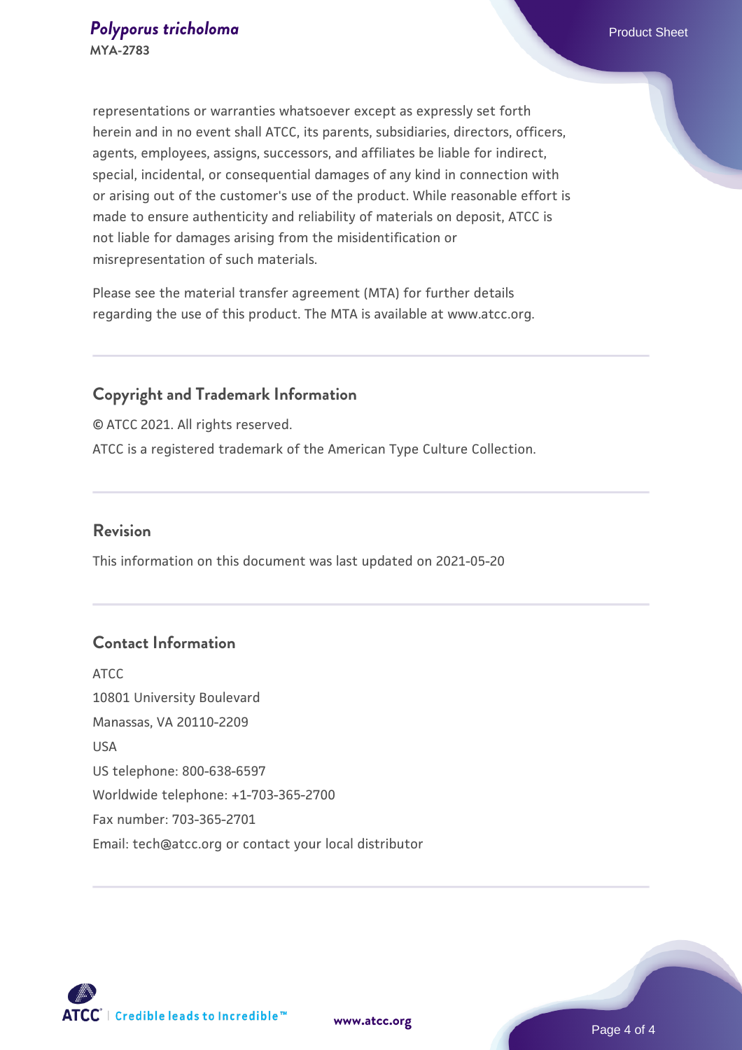representations or warranties whatsoever except as expressly set forth herein and in no event shall ATCC, its parents, subsidiaries, directors, officers, agents, employees, assigns, successors, and affiliates be liable for indirect, special, incidental, or consequential damages of any kind in connection with or arising out of the customer's use of the product. While reasonable effort is made to ensure authenticity and reliability of materials on deposit, ATCC is not liable for damages arising from the misidentification or misrepresentation of such materials.

Please see the material transfer agreement (MTA) for further details regarding the use of this product. The MTA is available at www.atcc.org.

## Copyright and Trademark Information

© ATCC 2021. All rights reserved.

ATCC is a registered trademark of the American Type Culture Collection.

## Revision

This information on this document was last updated on 2021-05-20

## Contact Information

ATCC
10801 University Boulevard
Manassas, VA 20110-2209
USA
US telephone: 800-638-6597
Worldwide telephone: +1-703-365-2700
Fax number: 703-365-2701
Email: tech@atcc.org or contact your local distributor